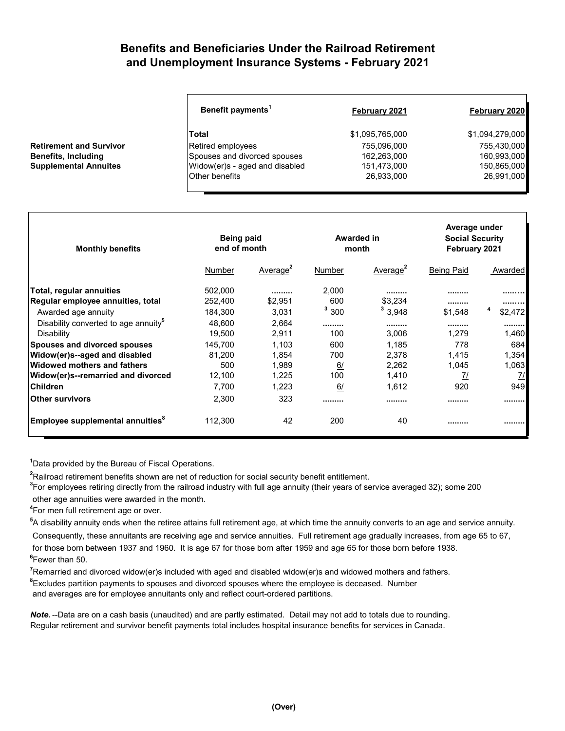# Benefits and Beneficiaries Under the Railroad Retirement and Unemployment Insurance Systems - February 2021

**Retirement and Survivor Benefits, Including Supplemental Annuites**

| Benefit payments[1] | February 2021 | February 2020 |
|---|---|---|
| **Total** | $1,095,765,000 | $1,094,279,000 |
| Retired employees | 755,096,000 | 755,430,000 |
| Spouses and divorced spouses | 162,263,000 | 160,993,000 |
| Widow(er)s - aged and disabled | 151,473,000 | 150,865,000 |
| Other benefits | 26,933,000 | 26,991,000 |

| Monthly benefits | Being paid end of month | | Awarded in month | | Average under Social Security February 2021 | |
|---|---|---|---|---|---|---|
| | Number | Average[2] | Number | Average[2] | Being Paid | Awarded |
| **Total, regular annuities** | 502,000 | ......... | 2,000 | ......... | ......... | ......... |
| **Regular employee annuities, total** | 252,400 | $2,951 | 600 | $3,234 | ......... | ......... |
| Awarded age annuity | 184,300 | 3,031 | [3] 300 | [3] 3,948 | $1,548 | [4] $2,472 |
| Disability converted to age annuity[5] | 48,600 | 2,664 | ......... | ......... | ......... | ......... |
| Disability | 19,500 | 2,911 | 100 | 3,006 | 1,279 | 1,460 |
| **Spouses and divorced spouses** | 145,700 | 1,103 | 600 | 1,185 | 778 | 684 |
| **Widow(er)s--aged and disabled** | 81,200 | 1,854 | 700 | 2,378 | 1,415 | 1,354 |
| **Widowed mothers and fathers** | 500 | 1,989 | 6/ | 2,262 | 1,045 | 1,063 |
| **Widow(er)s--remarried and divorced** | 12,100 | 1,225 | 100 | 1,410 | 7/ | 7/ |
| **Children** | 7,700 | 1,223 | 6/ | 1,612 | 920 | 949 |
| **Other survivors** | 2,300 | 323 | ......... | ......... | ......... | ......... |
| **Employee supplemental annuities[8]** | 112,300 | 42 | 200 | 40 | ......... | ......... |

[1]Data provided by the Bureau of Fiscal Operations.

[2]Railroad retirement benefits shown are net of reduction for social security benefit entitlement.

[3]For employees retiring directly from the railroad industry with full age annuity (their years of service averaged 32); some 200 other age annuities were awarded in the month.

[4]For men full retirement age or over.

[5]A disability annuity ends when the retiree attains full retirement age, at which time the annuity converts to an age and service annuity. Consequently, these annuitants are receiving age and service annuities. Full retirement age gradually increases, from age 65 to 67, for those born between 1937 and 1960. It is age 67 for those born after 1959 and age 65 for those born before 1938.

[6]Fewer than 50.

[7]Remarried and divorced widow(er)s included with aged and disabled widow(er)s and widowed mothers and fathers.

[8]Excludes partition payments to spouses and divorced spouses where the employee is deceased. Number and averages are for employee annuitants only and reflect court-ordered partitions.

***Note.*** --Data are on a cash basis (unaudited) and are partly estimated. Detail may not add to totals due to rounding. Regular retirement and survivor benefit payments total includes hospital insurance benefits for services in Canada.

**(Over)**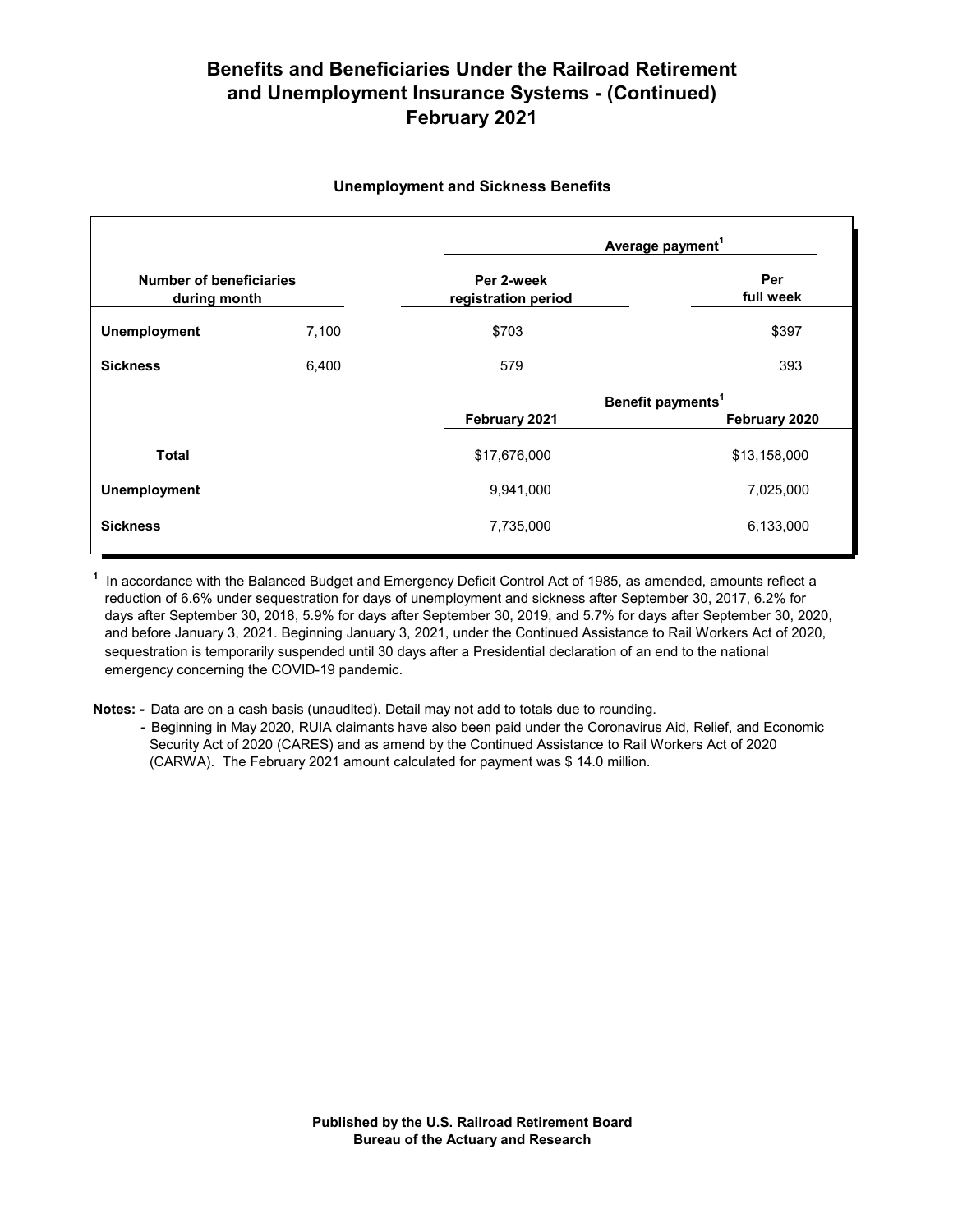# Benefits and Beneficiaries Under the Railroad Retirement and Unemployment Insurance Systems - (Continued)
# February 2021

### Unemployment and Sickness Benefits

| Number of beneficiaries during month | | Average payment[1] | |
|---|---|---|---|
| | | Per 2-week registration period | Per full week |
| **Unemployment** | 7,100 | $703 | $397 |
| **Sickness** | 6,400 | 579 | 393 |
| | | **Benefit payments[1]** | |
| | | **February 2021** | **February 2020** |
| **Total** | | $17,676,000 | $13,158,000 |
| **Unemployment** | | 9,941,000 | 7,025,000 |
| **Sickness** | | 7,735,000 | 6,133,000 |

[1] In accordance with the Balanced Budget and Emergency Deficit Control Act of 1985, as amended, amounts reflect a reduction of 6.6% under sequestration for days of unemployment and sickness after September 30, 2017, 6.2% for days after September 30, 2018, 5.9% for days after September 30, 2019, and 5.7% for days after September 30, 2020, and before January 3, 2021. Beginning January 3, 2021, under the Continued Assistance to Rail Workers Act of 2020, sequestration is temporarily suspended until 30 days after a Presidential declaration of an end to the national emergency concerning the COVID-19 pandemic.

**Notes:**
- Data are on a cash basis (unaudited). Detail may not add to totals due to rounding.
- Beginning in May 2020, RUIA claimants have also been paid under the Coronavirus Aid, Relief, and Economic Security Act of 2020 (CARES) and as amend by the Continued Assistance to Rail Workers Act of 2020 (CARWA). The February 2021 amount calculated for payment was $ 14.0 million.

**Published by the U.S. Railroad Retirement Board**
**Bureau of the Actuary and Research**